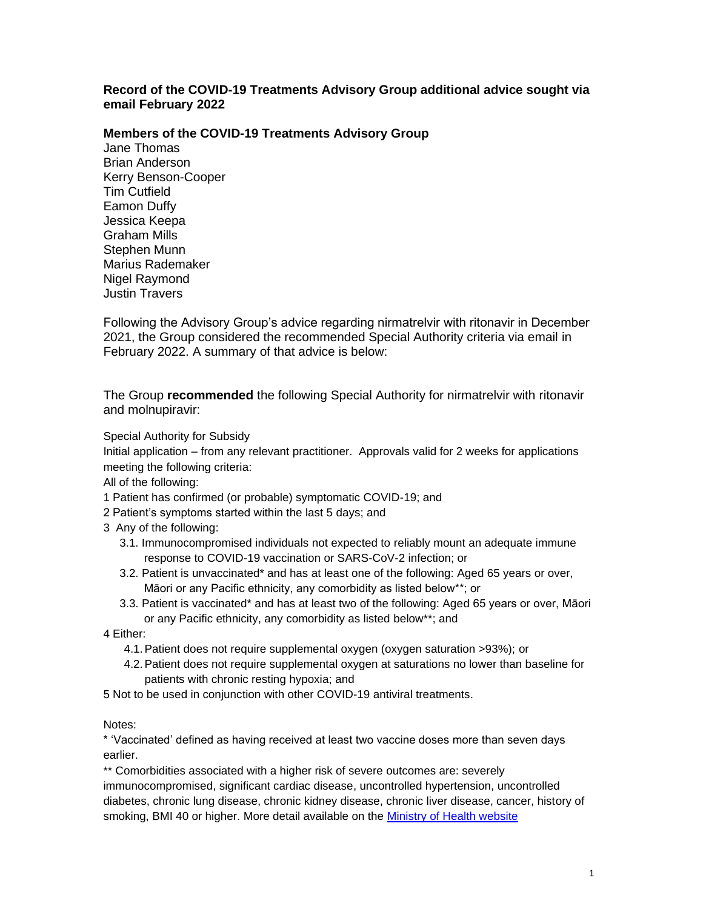**Record of the COVID-19 Treatments Advisory Group additional advice sought via email February 2022**

**Members of the COVID-19 Treatments Advisory Group**

Jane Thomas
Brian Anderson
Kerry Benson-Cooper
Tim Cutfield
Eamon Duffy
Jessica Keepa
Graham Mills
Stephen Munn
Marius Rademaker
Nigel Raymond
Justin Travers

Following the Advisory Group's advice regarding nirmatrelvir with ritonavir in December 2021, the Group considered the recommended Special Authority criteria via email in February 2022. A summary of that advice is below:

The Group **recommended** the following Special Authority for nirmatrelvir with ritonavir and molnupiravir:

Special Authority for Subsidy
Initial application – from any relevant practitioner. Approvals valid for 2 weeks for applications meeting the following criteria:
All of the following:

1 Patient has confirmed (or probable) symptomatic COVID-19; and
2 Patient's symptoms started within the last 5 days; and
3 Any of the following:
- 3.1. Immunocompromised individuals not expected to reliably mount an adequate immune response to COVID-19 vaccination or SARS-CoV-2 infection; or
- 3.2. Patient is unvaccinated* and has at least one of the following: Aged 65 years or over, Māori or any Pacific ethnicity, any comorbidity as listed below**; or
- 3.3. Patient is vaccinated* and has at least two of the following: Aged 65 years or over, Māori or any Pacific ethnicity, any comorbidity as listed below**; and

4 Either:
- 4.1. Patient does not require supplemental oxygen (oxygen saturation >93%); or
- 4.2. Patient does not require supplemental oxygen at saturations no lower than baseline for patients with chronic resting hypoxia; and

5 Not to be used in conjunction with other COVID-19 antiviral treatments.

Notes:

* 'Vaccinated' defined as having received at least two vaccine doses more than seven days earlier.

** Comorbidities associated with a higher risk of severe outcomes are: severely immunocompromised, significant cardiac disease, uncontrolled hypertension, uncontrolled diabetes, chronic lung disease, chronic kidney disease, chronic liver disease, cancer, history of smoking, BMI 40 or higher. More detail available on the [Ministry of Health website]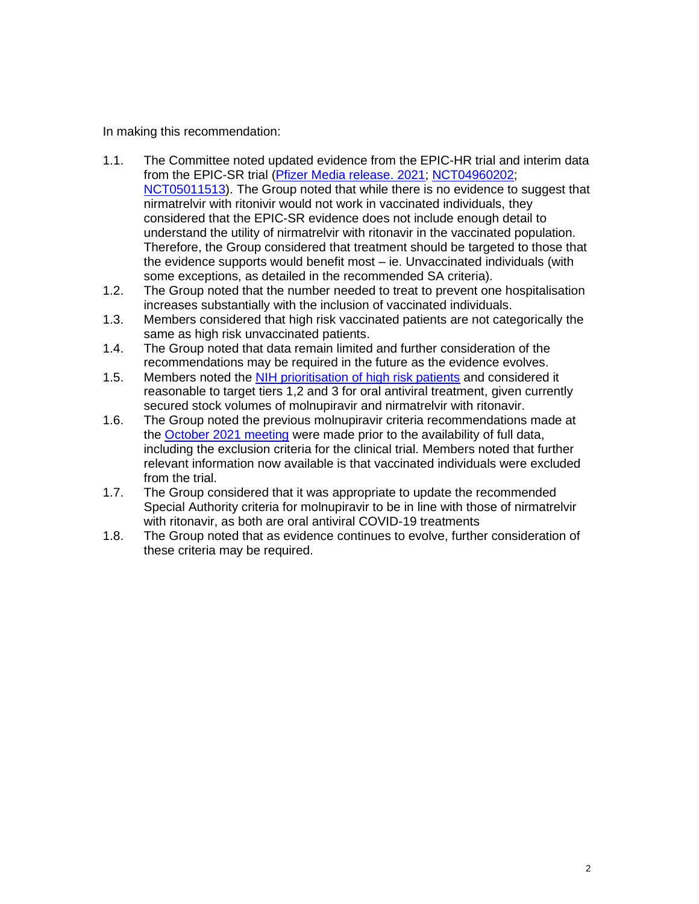In making this recommendation:

1.1. The Committee noted updated evidence from the EPIC-HR trial and interim data from the EPIC-SR trial (Pfizer Media release. 2021; NCT04960202; NCT05011513). The Group noted that while there is no evidence to suggest that nirmatrelvir with ritonivir would not work in vaccinated individuals, they considered that the EPIC-SR evidence does not include enough detail to understand the utility of nirmatrelvir with ritonavir in the vaccinated population. Therefore, the Group considered that treatment should be targeted to those that the evidence supports would benefit most – ie. Unvaccinated individuals (with some exceptions, as detailed in the recommended SA criteria).

1.2. The Group noted that the number needed to treat to prevent one hospitalisation increases substantially with the inclusion of vaccinated individuals.

1.3. Members considered that high risk vaccinated patients are not categorically the same as high risk unvaccinated patients.

1.4. The Group noted that data remain limited and further consideration of the recommendations may be required in the future as the evidence evolves.

1.5. Members noted the NIH prioritisation of high risk patients and considered it reasonable to target tiers 1,2 and 3 for oral antiviral treatment, given currently secured stock volumes of molnupiravir and nirmatrelvir with ritonavir.

1.6. The Group noted the previous molnupiravir criteria recommendations made at the October 2021 meeting were made prior to the availability of full data, including the exclusion criteria for the clinical trial. Members noted that further relevant information now available is that vaccinated individuals were excluded from the trial.

1.7. The Group considered that it was appropriate to update the recommended Special Authority criteria for molnupiravir to be in line with those of nirmatrelvir with ritonavir, as both are oral antiviral COVID-19 treatments

1.8. The Group noted that as evidence continues to evolve, further consideration of these criteria may be required.